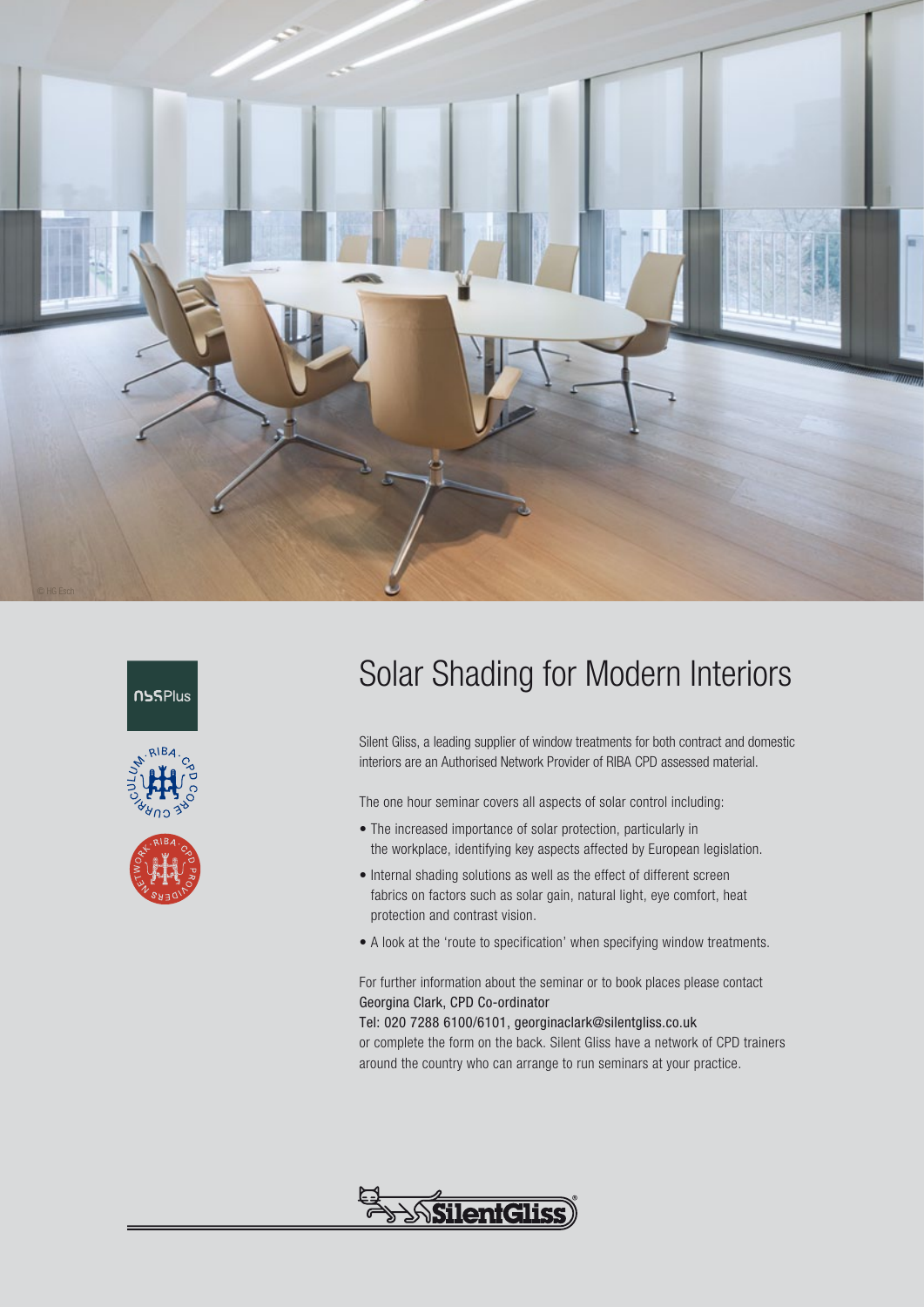# Solar Shading for Modern Interiors

Silent Gliss, a leading supplier of window treatments for both contract and domestic interiors are an Authorised Network Provider of RIBA CPD assessed material.

The one hour seminar covers all aspects of solar control including:

- The increased importance of solar protection, particularly in the workplace, identifying key aspects affected by European legislation.
- Internal shading solutions as well as the effect of different screen fabrics on factors such as solar gain, natural light, eye comfort, heat protection and contrast vision.
- A look at the 'route to specification' when specifying window treatments.

For further information about the seminar or to book places please contact
Georgina Clark, CPD Co-ordinator
Tel: 020 7288 6100/6101, georginaclark@silentgliss.co.uk
or complete the form on the back. Silent Gliss have a network of CPD trainers around the country who can arrange to run seminars at your practice.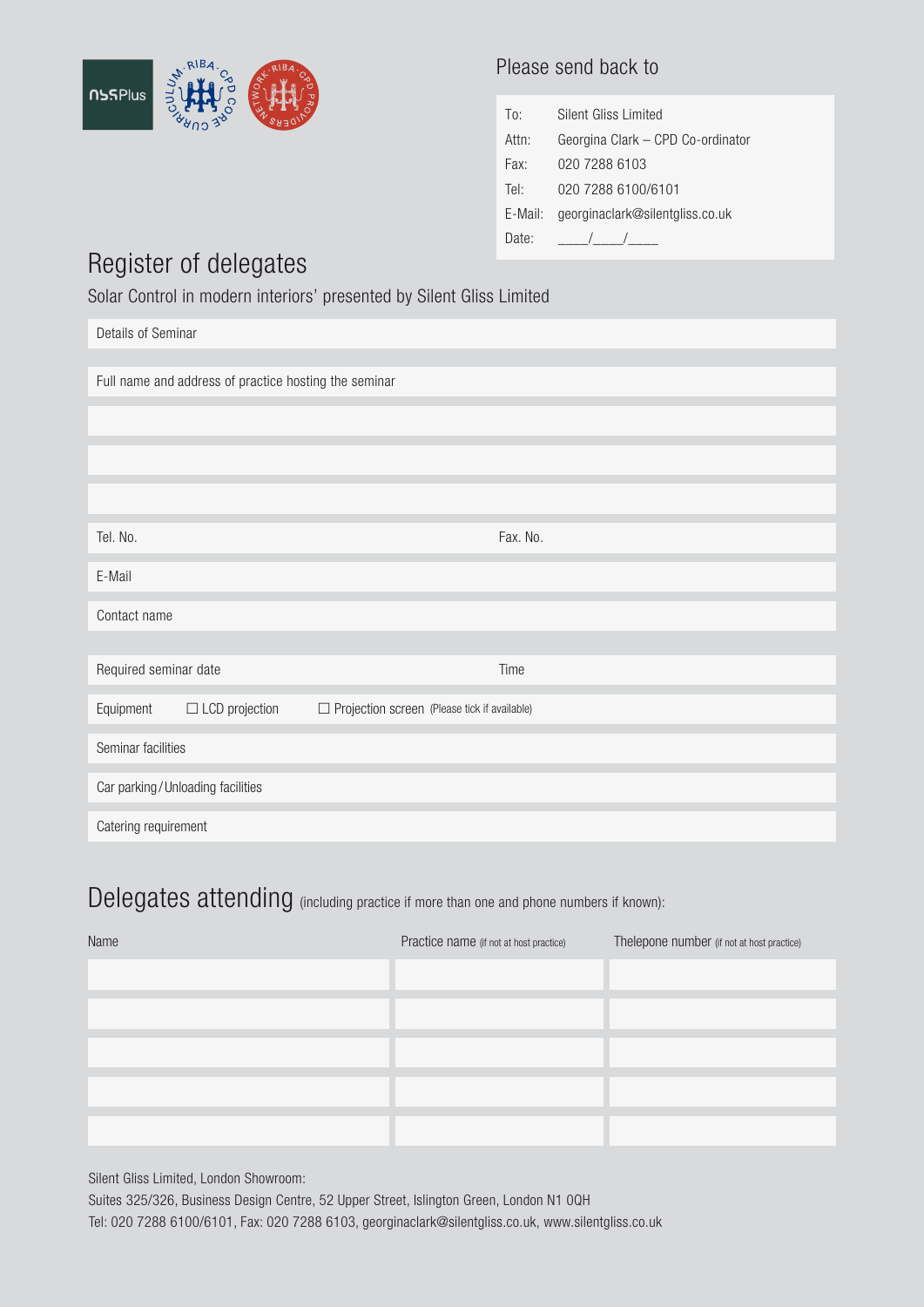Please send back to

| | |
|---|---|
| To: | Silent Gliss Limited |
| Attn: | Georgina Clark – CPD Co-ordinator |
| Fax: | 020 7288 6103 |
| Tel: | 020 7288 6100/6101 |
| E-Mail: | georginaclark@silentgliss.co.uk |
| Date: | \_\_\_\_/\_\_\_\_/\_\_\_\_ |

# Register of delegates

Solar Control in modern interiors' presented by Silent Gliss Limited

| | |
|---|---|
| Details of Seminar | |
| Full name and address of practice hosting the seminar | |
| | |
| | |
| | |
| Tel. No. | Fax. No. |
| E-Mail | |
| Contact name | |
| Required seminar date | Time |
| Equipment ☐ LCD projection ☐ Projection screen (Please tick if available) | |
| Seminar facilities | |
| Car parking/Unloading facilities | |
| Catering requirement | |

## Delegates attending (including practice if more than one and phone numbers if known):

| Name | Practice name (if not at host practice) | Thelepone number (if not at host practice) |
|---|---|---|
| | | |
| | | |
| | | |
| | | |
| | | |

Silent Gliss Limited, London Showroom:
Suites 325/326, Business Design Centre, 52 Upper Street, Islington Green, London N1 0QH
Tel: 020 7288 6100/6101, Fax: 020 7288 6103, georginaclark@silentgliss.co.uk, www.silentgliss.co.uk